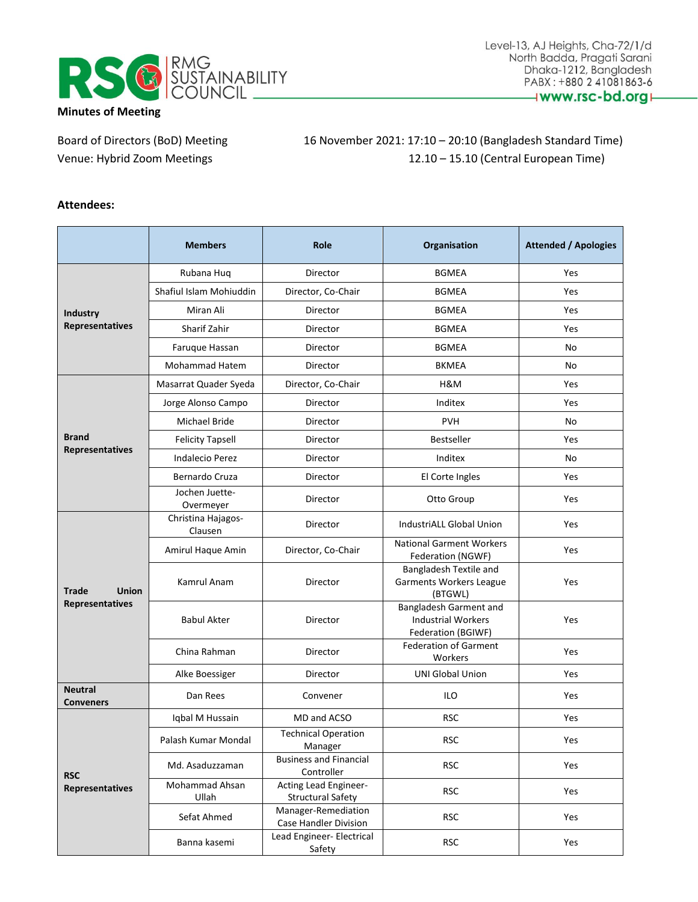# RMG SUSTAINABILITY COUNCIL

Level-13, AJ Heights, Cha-72/1/d
North Badda, Pragati Sarani
Dhaka-1212, Bangladesh
PABX : +880 2 41081863-6
www.rsc-bd.org

**Minutes of Meeting**

Board of Directors (BoD) Meeting — 16 November 2021: 17:10 – 20:10 (Bangladesh Standard Time)

Venue: Hybrid Zoom Meetings — 12.10 – 15.10 (Central European Time)

**Attendees:**

| | Members | Role | Organisation | Attended / Apologies |
|---|---|---|---|---|
| **Industry Representatives** | Rubana Huq | Director | BGMEA | Yes |
| | Shafiul Islam Mohiuddin | Director, Co-Chair | BGMEA | Yes |
| | Miran Ali | Director | BGMEA | Yes |
| | Sharif Zahir | Director | BGMEA | Yes |
| | Faruque Hassan | Director | BGMEA | No |
| | Mohammad Hatem | Director | BKMEA | No |
| **Brand Representatives** | Masarrat Quader Syeda | Director, Co-Chair | H&M | Yes |
| | Jorge Alonso Campo | Director | Inditex | Yes |
| | Michael Bride | Director | PVH | No |
| | Felicity Tapsell | Director | Bestseller | Yes |
| | Indalecio Perez | Director | Inditex | No |
| | Bernardo Cruza | Director | El Corte Ingles | Yes |
| | Jochen Juette-Overmeyer | Director | Otto Group | Yes |
| **Trade Union Representatives** | Christina Hajagos-Clausen | Director | IndustriALL Global Union | Yes |
| | Amirul Haque Amin | Director, Co-Chair | National Garment Workers Federation (NGWF) | Yes |
| | Kamrul Anam | Director | Bangladesh Textile and Garments Workers League (BTGWL) | Yes |
| | Babul Akter | Director | Bangladesh Garment and Industrial Workers Federation (BGIWF) | Yes |
| | China Rahman | Director | Federation of Garment Workers | Yes |
| | Alke Boessiger | Director | UNI Global Union | Yes |
| **Neutral Conveners** | Dan Rees | Convener | ILO | Yes |
| **RSC Representatives** | Iqbal M Hussain | MD and ACSO | RSC | Yes |
| | Palash Kumar Mondal | Technical Operation Manager | RSC | Yes |
| | Md. Asaduzzaman | Business and Financial Controller | RSC | Yes |
| | Mohammad Ahsan Ullah | Acting Lead Engineer-Structural Safety | RSC | Yes |
| | Sefat Ahmed | Manager-Remediation Case Handler Division | RSC | Yes |
| | Banna kasemi | Lead Engineer- Electrical Safety | RSC | Yes |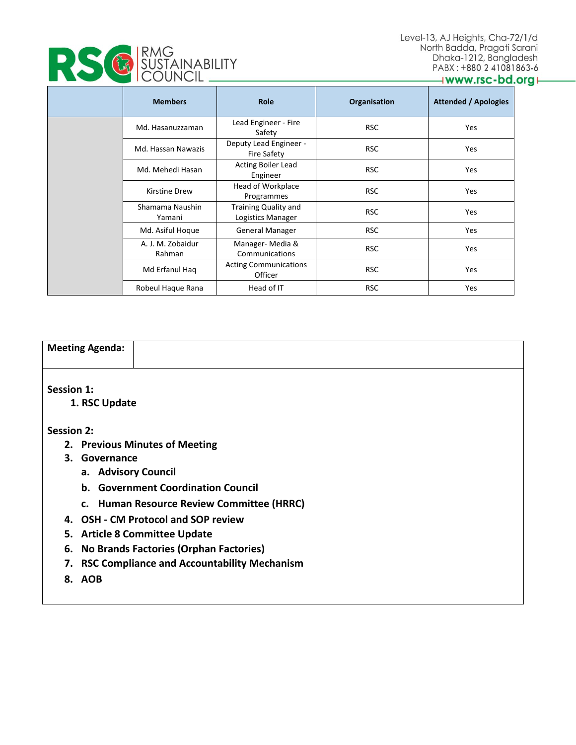| | Members | Role | Organisation | Attended / Apologies |
|---|---|---|---|---|
| | Md. Hasanuzzaman | Lead Engineer - Fire Safety | RSC | Yes |
| | Md. Hassan Nawazis | Deputy Lead Engineer - Fire Safety | RSC | Yes |
| | Md. Mehedi Hasan | Acting Boiler Lead Engineer | RSC | Yes |
| | Kirstine Drew | Head of Workplace Programmes | RSC | Yes |
| | Shamama Naushin Yamani | Training Quality and Logistics Manager | RSC | Yes |
| | Md. Asiful Hoque | General Manager | RSC | Yes |
| | A. J. M. Zobaidur Rahman | Manager- Media & Communications | RSC | Yes |
| | Md Erfanul Haq | Acting Communications Officer | RSC | Yes |
| | Robeul Haque Rana | Head of IT | RSC | Yes |

**Meeting Agenda:**

**Session 1:**

1. **RSC Update**

**Session 2:**

2. **Previous Minutes of Meeting**
3. **Governance**
   a. **Advisory Council**
   b. **Government Coordination Council**
   c. **Human Resource Review Committee (HRRC)**
4. **OSH - CM Protocol and SOP review**
5. **Article 8 Committee Update**
6. **No Brands Factories (Orphan Factories)**
7. **RSC Compliance and Accountability Mechanism**
8. **AOB**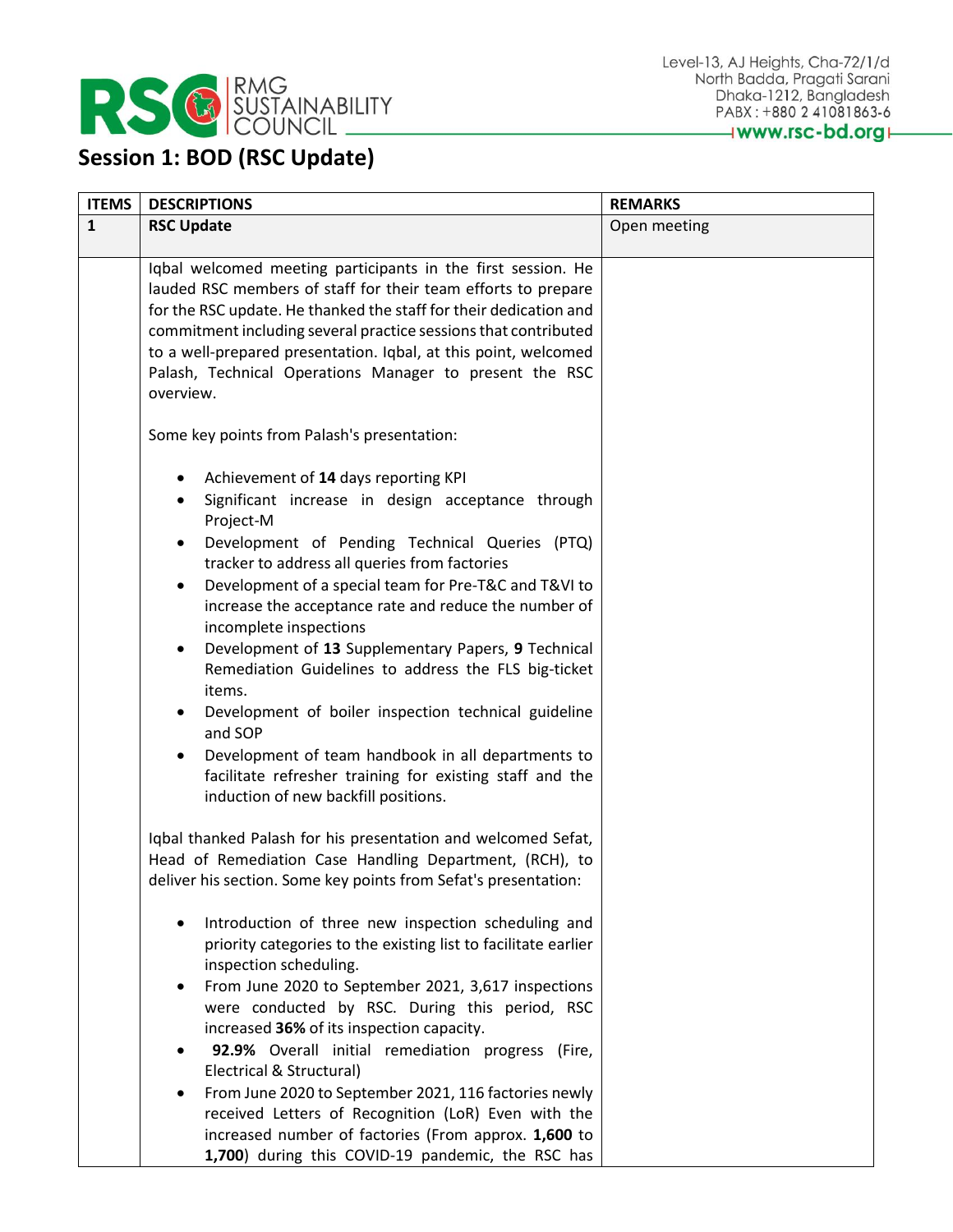## Session 1: BOD (RSC Update)

| ITEMS | DESCRIPTIONS | REMARKS |
|---|---|---|
| **1** | **RSC Update** | Open meeting |
| | Iqbal welcomed meeting participants in the first session. He lauded RSC members of staff for their team efforts to prepare for the RSC update. He thanked the staff for their dedication and commitment including several practice sessions that contributed to a well-prepared presentation. Iqbal, at this point, welcomed Palash, Technical Operations Manager to present the RSC overview.<br><br>Some key points from Palash's presentation:<br><br>• Achievement of **14** days reporting KPI<br>• Significant increase in design acceptance through Project-M<br>• Development of Pending Technical Queries (PTQ) tracker to address all queries from factories<br>• Development of a special team for Pre-T&C and T&VI to increase the acceptance rate and reduce the number of incomplete inspections<br>• Development of **13** Supplementary Papers, **9** Technical Remediation Guidelines to address the FLS big-ticket items.<br>• Development of boiler inspection technical guideline and SOP<br>• Development of team handbook in all departments to facilitate refresher training for existing staff and the induction of new backfill positions.<br><br>Iqbal thanked Palash for his presentation and welcomed Sefat, Head of Remediation Case Handling Department, (RCH), to deliver his section. Some key points from Sefat's presentation:<br><br>• Introduction of three new inspection scheduling and priority categories to the existing list to facilitate earlier inspection scheduling.<br>• From June 2020 to September 2021, 3,617 inspections were conducted by RSC. During this period, RSC increased **36%** of its inspection capacity.<br>• **92.9%** Overall initial remediation progress (Fire, Electrical & Structural)<br>• From June 2020 to September 2021, 116 factories newly received Letters of Recognition (LoR) Even with the increased number of factories (From approx. **1,600** to **1,700**) during this COVID-19 pandemic, the RSC has | |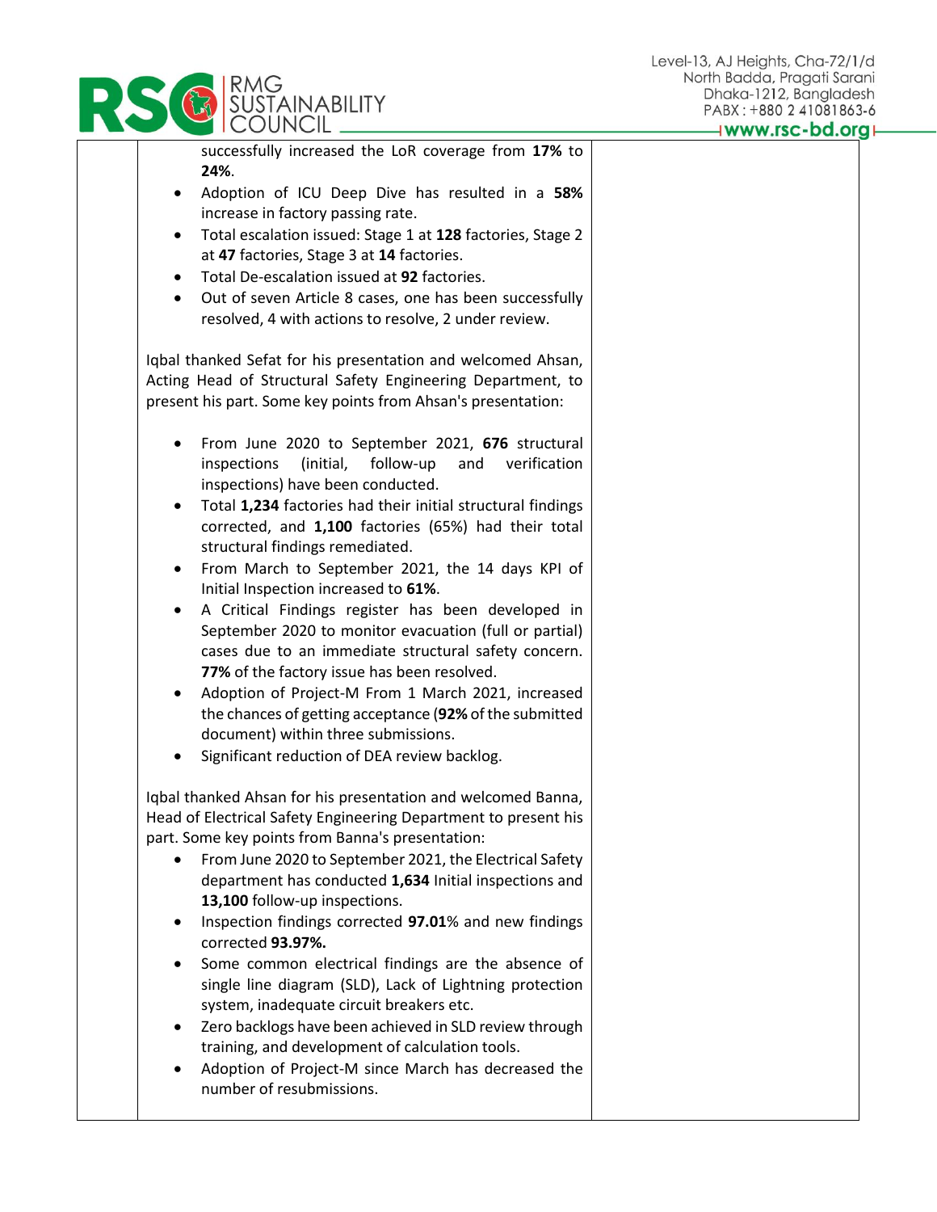successfully increased the LoR coverage from **17%** to **24%**.

- Adoption of ICU Deep Dive has resulted in a **58%** increase in factory passing rate.
- Total escalation issued: Stage 1 at **128** factories, Stage 2 at **47** factories, Stage 3 at **14** factories.
- Total De-escalation issued at **92** factories.
- Out of seven Article 8 cases, one has been successfully resolved, 4 with actions to resolve, 2 under review.

Iqbal thanked Sefat for his presentation and welcomed Ahsan, Acting Head of Structural Safety Engineering Department, to present his part. Some key points from Ahsan's presentation:

- From June 2020 to September 2021, **676** structural inspections (initial, follow-up and verification inspections) have been conducted.
- Total **1,234** factories had their initial structural findings corrected, and **1,100** factories (65%) had their total structural findings remediated.
- From March to September 2021, the 14 days KPI of Initial Inspection increased to **61%**.
- A Critical Findings register has been developed in September 2020 to monitor evacuation (full or partial) cases due to an immediate structural safety concern. **77%** of the factory issue has been resolved.
- Adoption of Project-M From 1 March 2021, increased the chances of getting acceptance (**92%** of the submitted document) within three submissions.
- Significant reduction of DEA review backlog.

Iqbal thanked Ahsan for his presentation and welcomed Banna, Head of Electrical Safety Engineering Department to present his part. Some key points from Banna's presentation:

- From June 2020 to September 2021, the Electrical Safety department has conducted **1,634** Initial inspections and **13,100** follow-up inspections.
- Inspection findings corrected **97.01**% and new findings corrected **93.97%.**
- Some common electrical findings are the absence of single line diagram (SLD), Lack of Lightning protection system, inadequate circuit breakers etc.
- Zero backlogs have been achieved in SLD review through training, and development of calculation tools.
- Adoption of Project-M since March has decreased the number of resubmissions.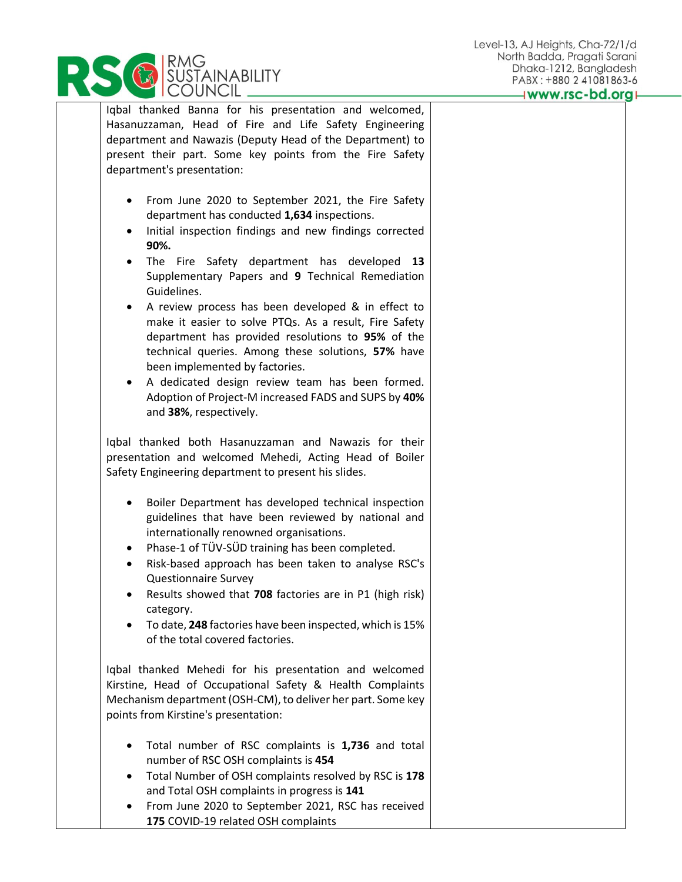Iqbal thanked Banna for his presentation and welcomed, Hasanuzzaman, Head of Fire and Life Safety Engineering department and Nawazis (Deputy Head of the Department) to present their part. Some key points from the Fire Safety department's presentation:

- From June 2020 to September 2021, the Fire Safety department has conducted **1,634** inspections.
- Initial inspection findings and new findings corrected **90%.**
- The Fire Safety department has developed **13** Supplementary Papers and **9** Technical Remediation Guidelines.
- A review process has been developed & in effect to make it easier to solve PTQs. As a result, Fire Safety department has provided resolutions to **95%** of the technical queries. Among these solutions, **57%** have been implemented by factories.
- A dedicated design review team has been formed. Adoption of Project-M increased FADS and SUPS by **40%** and **38%**, respectively.

Iqbal thanked both Hasanuzzaman and Nawazis for their presentation and welcomed Mehedi, Acting Head of Boiler Safety Engineering department to present his slides.

- Boiler Department has developed technical inspection guidelines that have been reviewed by national and internationally renowned organisations.
- Phase-1 of TÜV-SÜD training has been completed.
- Risk-based approach has been taken to analyse RSC's Questionnaire Survey
- Results showed that **708** factories are in P1 (high risk) category.
- To date, **248** factories have been inspected, which is 15% of the total covered factories.

Iqbal thanked Mehedi for his presentation and welcomed Kirstine, Head of Occupational Safety & Health Complaints Mechanism department (OSH-CM), to deliver her part. Some key points from Kirstine's presentation:

- Total number of RSC complaints is **1,736** and total number of RSC OSH complaints is **454**
- Total Number of OSH complaints resolved by RSC is **178** and Total OSH complaints in progress is **141**
- From June 2020 to September 2021, RSC has received **175** COVID-19 related OSH complaints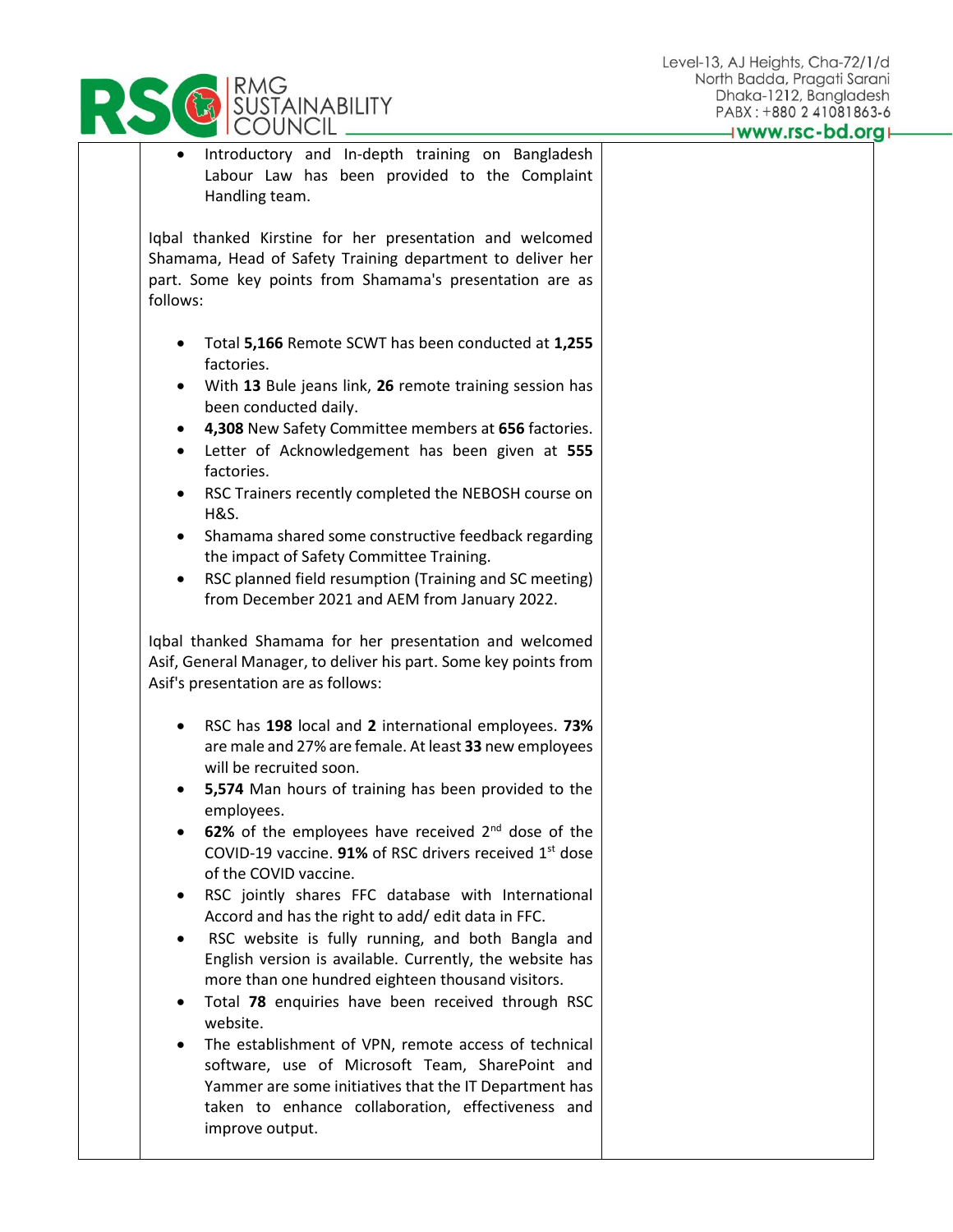- Introductory and In-depth training on Bangladesh Labour Law has been provided to the Complaint Handling team.

Iqbal thanked Kirstine for her presentation and welcomed Shamama, Head of Safety Training department to deliver her part. Some key points from Shamama's presentation are as follows:

- Total **5,166** Remote SCWT has been conducted at **1,255** factories.
- With **13** Bule jeans link, **26** remote training session has been conducted daily.
- **4,308** New Safety Committee members at **656** factories.
- Letter of Acknowledgement has been given at **555** factories.
- RSC Trainers recently completed the NEBOSH course on H&S.
- Shamama shared some constructive feedback regarding the impact of Safety Committee Training.
- RSC planned field resumption (Training and SC meeting) from December 2021 and AEM from January 2022.

Iqbal thanked Shamama for her presentation and welcomed Asif, General Manager, to deliver his part. Some key points from Asif's presentation are as follows:

- RSC has **198** local and **2** international employees. **73%** are male and 27% are female. At least **33** new employees will be recruited soon.
- **5,574** Man hours of training has been provided to the employees.
- **62%** of the employees have received 2nd dose of the COVID-19 vaccine. **91%** of RSC drivers received 1st dose of the COVID vaccine.
- RSC jointly shares FFC database with International Accord and has the right to add/ edit data in FFC.
- RSC website is fully running, and both Bangla and English version is available. Currently, the website has more than one hundred eighteen thousand visitors.
- Total **78** enquiries have been received through RSC website.
- The establishment of VPN, remote access of technical software, use of Microsoft Team, SharePoint and Yammer are some initiatives that the IT Department has taken to enhance collaboration, effectiveness and improve output.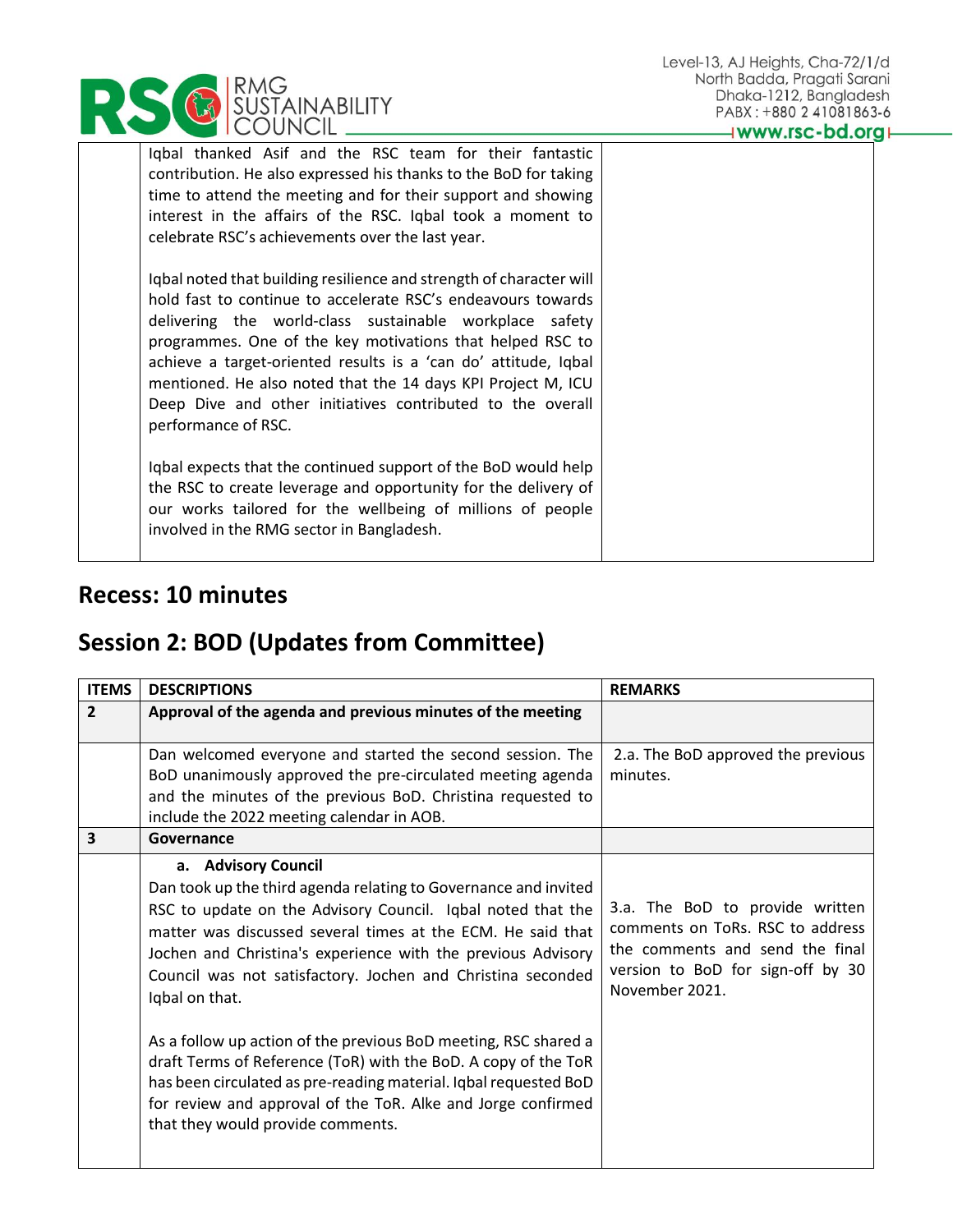| | | |
|---|---|---|
| | Iqbal thanked Asif and the RSC team for their fantastic contribution. He also expressed his thanks to the BoD for taking time to attend the meeting and for their support and showing interest in the affairs of the RSC. Iqbal took a moment to celebrate RSC's achievements over the last year.<br><br>Iqbal noted that building resilience and strength of character will hold fast to continue to accelerate RSC's endeavours towards delivering the world-class sustainable workplace safety programmes. One of the key motivations that helped RSC to achieve a target-oriented results is a 'can do' attitude, Iqbal mentioned. He also noted that the 14 days KPI Project M, ICU Deep Dive and other initiatives contributed to the overall performance of RSC.<br><br>Iqbal expects that the continued support of the BoD would help the RSC to create leverage and opportunity for the delivery of our works tailored for the wellbeing of millions of people involved in the RMG sector in Bangladesh. | |

## Recess: 10 minutes

## Session 2: BOD (Updates from Committee)

| ITEMS | DESCRIPTIONS | REMARKS |
|---|---|---|
| **2** | **Approval of the agenda and previous minutes of the meeting** | |
| | Dan welcomed everyone and started the second session. The BoD unanimously approved the pre-circulated meeting agenda and the minutes of the previous BoD. Christina requested to include the 2022 meeting calendar in AOB. | 2.a. The BoD approved the previous minutes. |
| **3** | **Governance** | |
| | **a. Advisory Council**<br>Dan took up the third agenda relating to Governance and invited RSC to update on the Advisory Council. Iqbal noted that the matter was discussed several times at the ECM. He said that Jochen and Christina's experience with the previous Advisory Council was not satisfactory. Jochen and Christina seconded Iqbal on that.<br><br>As a follow up action of the previous BoD meeting, RSC shared a draft Terms of Reference (ToR) with the BoD. A copy of the ToR has been circulated as pre-reading material. Iqbal requested BoD for review and approval of the ToR. Alke and Jorge confirmed that they would provide comments. | 3.a. The BoD to provide written comments on ToRs. RSC to address the comments and send the final version to BoD for sign-off by 30 November 2021. |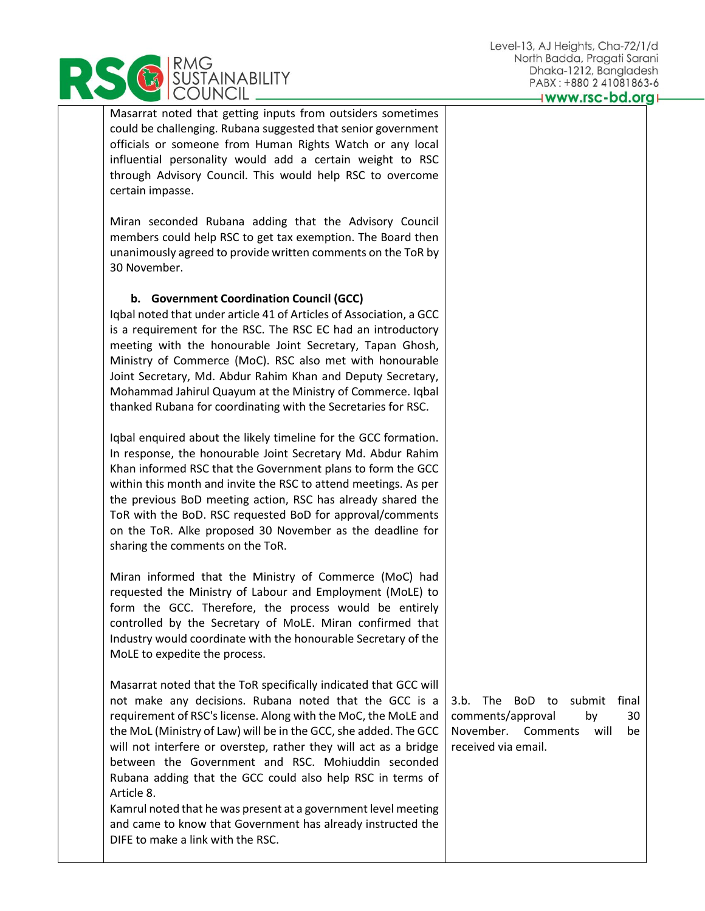| | | |
|---|---|---|
| | Masarrat noted that getting inputs from outsiders sometimes could be challenging. Rubana suggested that senior government officials or someone from Human Rights Watch or any local influential personality would add a certain weight to RSC through Advisory Council. This would help RSC to overcome certain impasse.<br><br>Miran seconded Rubana adding that the Advisory Council members could help RSC to get tax exemption. The Board then unanimously agreed to provide written comments on the ToR by 30 November.<br><br>**b. Government Coordination Council (GCC)**<br>Iqbal noted that under article 41 of Articles of Association, a GCC is a requirement for the RSC. The RSC EC had an introductory meeting with the honourable Joint Secretary, Tapan Ghosh, Ministry of Commerce (MoC). RSC also met with honourable Joint Secretary, Md. Abdur Rahim Khan and Deputy Secretary, Mohammad Jahirul Quayum at the Ministry of Commerce. Iqbal thanked Rubana for coordinating with the Secretaries for RSC.<br><br>Iqbal enquired about the likely timeline for the GCC formation. In response, the honourable Joint Secretary Md. Abdur Rahim Khan informed RSC that the Government plans to form the GCC within this month and invite the RSC to attend meetings. As per the previous BoD meeting action, RSC has already shared the ToR with the BoD. RSC requested BoD for approval/comments on the ToR. Alke proposed 30 November as the deadline for sharing the comments on the ToR.<br><br>Miran informed that the Ministry of Commerce (MoC) had requested the Ministry of Labour and Employment (MoLE) to form the GCC. Therefore, the process would be entirely controlled by the Secretary of MoLE. Miran confirmed that Industry would coordinate with the honourable Secretary of the MoLE to expedite the process.<br><br>Masarrat noted that the ToR specifically indicated that GCC will not make any decisions. Rubana noted that the GCC is a requirement of RSC's license. Along with the MoC, the MoLE and the MoL (Ministry of Law) will be in the GCC, she added. The GCC will not interfere or overstep, rather they will act as a bridge between the Government and RSC. Mohiuddin seconded Rubana adding that the GCC could also help RSC in terms of Article 8.<br>Kamrul noted that he was present at a government level meeting and came to know that Government has already instructed the DIFE to make a link with the RSC. | 3.b. The BoD to submit final comments/approval by 30 November. Comments will be received via email. |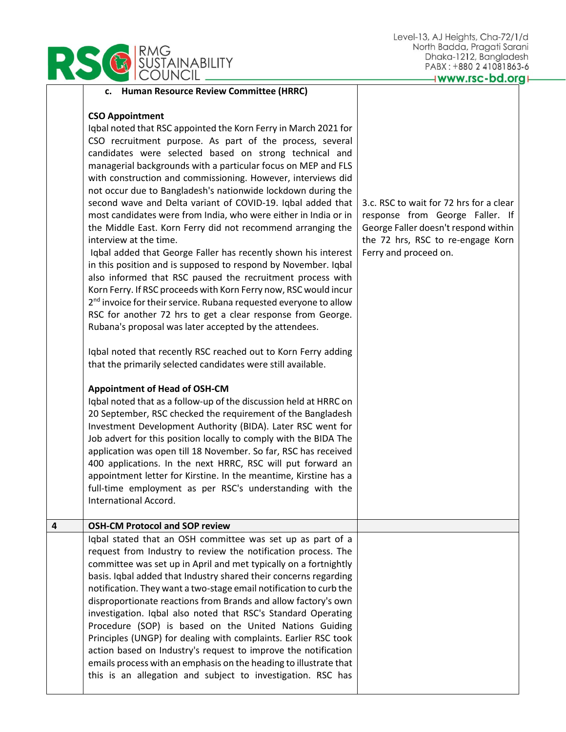| | **c. Human Resource Review Committee (HRRC)**<br><br>**CSO Appointment**<br>Iqbal noted that RSC appointed the Korn Ferry in March 2021 for CSO recruitment purpose. As part of the process, several candidates were selected based on strong technical and managerial backgrounds with a particular focus on MEP and FLS with construction and commissioning. However, interviews did not occur due to Bangladesh's nationwide lockdown during the second wave and Delta variant of COVID-19. Iqbal added that most candidates were from India, who were either in India or in the Middle East. Korn Ferry did not recommend arranging the interview at the time.<br>Iqbal added that George Faller has recently shown his interest in this position and is supposed to respond by November. Iqbal also informed that RSC paused the recruitment process with Korn Ferry. If RSC proceeds with Korn Ferry now, RSC would incur 2nd invoice for their service. Rubana requested everyone to allow RSC for another 72 hrs to get a clear response from George. Rubana's proposal was later accepted by the attendees.<br><br>Iqbal noted that recently RSC reached out to Korn Ferry adding that the primarily selected candidates were still available.<br><br>**Appointment of Head of OSH-CM**<br>Iqbal noted that as a follow-up of the discussion held at HRRC on 20 September, RSC checked the requirement of the Bangladesh Investment Development Authority (BIDA). Later RSC went for Job advert for this position locally to comply with the BIDA The application was open till 18 November. So far, RSC has received 400 applications. In the next HRRC, RSC will put forward an appointment letter for Kirstine. In the meantime, Kirstine has a full-time employment as per RSC's understanding with the International Accord. | 3.c. RSC to wait for 72 hrs for a clear response from George Faller. If George Faller doesn't respond within the 72 hrs, RSC to re-engage Korn Ferry and proceed on. |
|---|---|---|
| **4** | **OSH-CM Protocol and SOP review** | |
| | Iqbal stated that an OSH committee was set up as part of a request from Industry to review the notification process. The committee was set up in April and met typically on a fortnightly basis. Iqbal added that Industry shared their concerns regarding notification. They want a two-stage email notification to curb the disproportionate reactions from Brands and allow factory's own investigation. Iqbal also noted that RSC's Standard Operating Procedure (SOP) is based on the United Nations Guiding Principles (UNGP) for dealing with complaints. Earlier RSC took action based on Industry's request to improve the notification emails process with an emphasis on the heading to illustrate that this is an allegation and subject to investigation. RSC has | |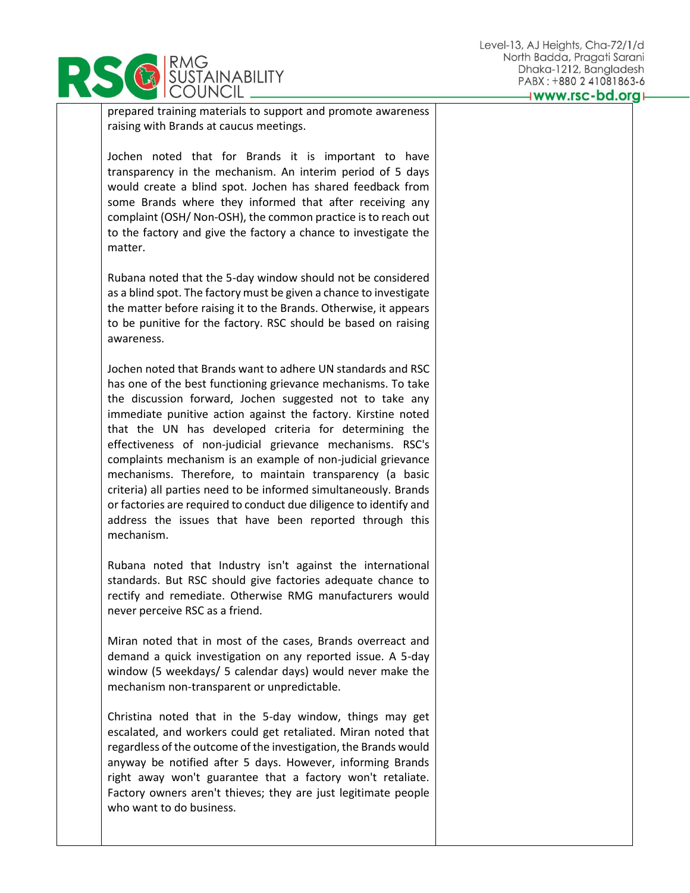| | | |
|---|---|---|
| | prepared training materials to support and promote awareness raising with Brands at caucus meetings.<br><br>Jochen noted that for Brands it is important to have transparency in the mechanism. An interim period of 5 days would create a blind spot. Jochen has shared feedback from some Brands where they informed that after receiving any complaint (OSH/ Non-OSH), the common practice is to reach out to the factory and give the factory a chance to investigate the matter.<br><br>Rubana noted that the 5-day window should not be considered as a blind spot. The factory must be given a chance to investigate the matter before raising it to the Brands. Otherwise, it appears to be punitive for the factory. RSC should be based on raising awareness.<br><br>Jochen noted that Brands want to adhere UN standards and RSC has one of the best functioning grievance mechanisms. To take the discussion forward, Jochen suggested not to take any immediate punitive action against the factory. Kirstine noted that the UN has developed criteria for determining the effectiveness of non-judicial grievance mechanisms. RSC's complaints mechanism is an example of non-judicial grievance mechanisms. Therefore, to maintain transparency (a basic criteria) all parties need to be informed simultaneously. Brands or factories are required to conduct due diligence to identify and address the issues that have been reported through this mechanism.<br><br>Rubana noted that Industry isn't against the international standards. But RSC should give factories adequate chance to rectify and remediate. Otherwise RMG manufacturers would never perceive RSC as a friend.<br><br>Miran noted that in most of the cases, Brands overreact and demand a quick investigation on any reported issue. A 5-day window (5 weekdays/ 5 calendar days) would never make the mechanism non-transparent or unpredictable.<br><br>Christina noted that in the 5-day window, things may get escalated, and workers could get retaliated. Miran noted that regardless of the outcome of the investigation, the Brands would anyway be notified after 5 days. However, informing Brands right away won't guarantee that a factory won't retaliate. Factory owners aren't thieves; they are just legitimate people who want to do business. | |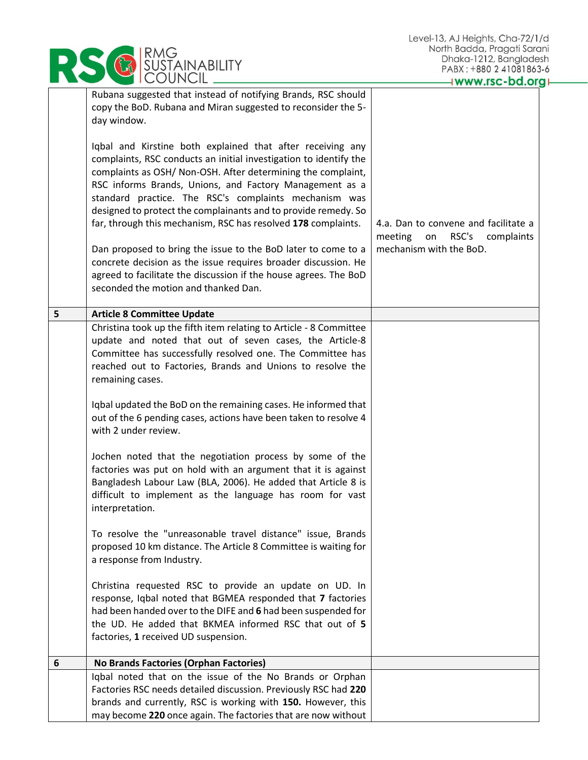| | | |
|---|---|---|
| | Rubana suggested that instead of notifying Brands, RSC should copy the BoD. Rubana and Miran suggested to reconsider the 5-day window.<br><br>Iqbal and Kirstine both explained that after receiving any complaints, RSC conducts an initial investigation to identify the complaints as OSH/ Non-OSH. After determining the complaint, RSC informs Brands, Unions, and Factory Management as a standard practice. The RSC's complaints mechanism was designed to protect the complainants and to provide remedy. So far, through this mechanism, RSC has resolved **178** complaints.<br><br>Dan proposed to bring the issue to the BoD later to come to a concrete decision as the issue requires broader discussion. He agreed to facilitate the discussion if the house agrees. The BoD seconded the motion and thanked Dan. | 4.a. Dan to convene and facilitate a meeting on RSC's complaints mechanism with the BoD. |
| **5** | **Article 8 Committee Update** | |
| | Christina took up the fifth item relating to Article - 8 Committee update and noted that out of seven cases, the Article-8 Committee has successfully resolved one. The Committee has reached out to Factories, Brands and Unions to resolve the remaining cases.<br><br>Iqbal updated the BoD on the remaining cases. He informed that out of the 6 pending cases, actions have been taken to resolve 4 with 2 under review.<br><br>Jochen noted that the negotiation process by some of the factories was put on hold with an argument that it is against Bangladesh Labour Law (BLA, 2006). He added that Article 8 is difficult to implement as the language has room for vast interpretation.<br><br>To resolve the "unreasonable travel distance" issue, Brands proposed 10 km distance. The Article 8 Committee is waiting for a response from Industry.<br><br>Christina requested RSC to provide an update on UD. In response, Iqbal noted that BGMEA responded that **7** factories had been handed over to the DIFE and **6** had been suspended for the UD. He added that BKMEA informed RSC that out of **5** factories, **1** received UD suspension. | |
| **6** | **No Brands Factories (Orphan Factories)** | |
| | Iqbal noted that on the issue of the No Brands or Orphan Factories RSC needs detailed discussion. Previously RSC had **220** brands and currently, RSC is working with **150.** However, this may become **220** once again. The factories that are now without | |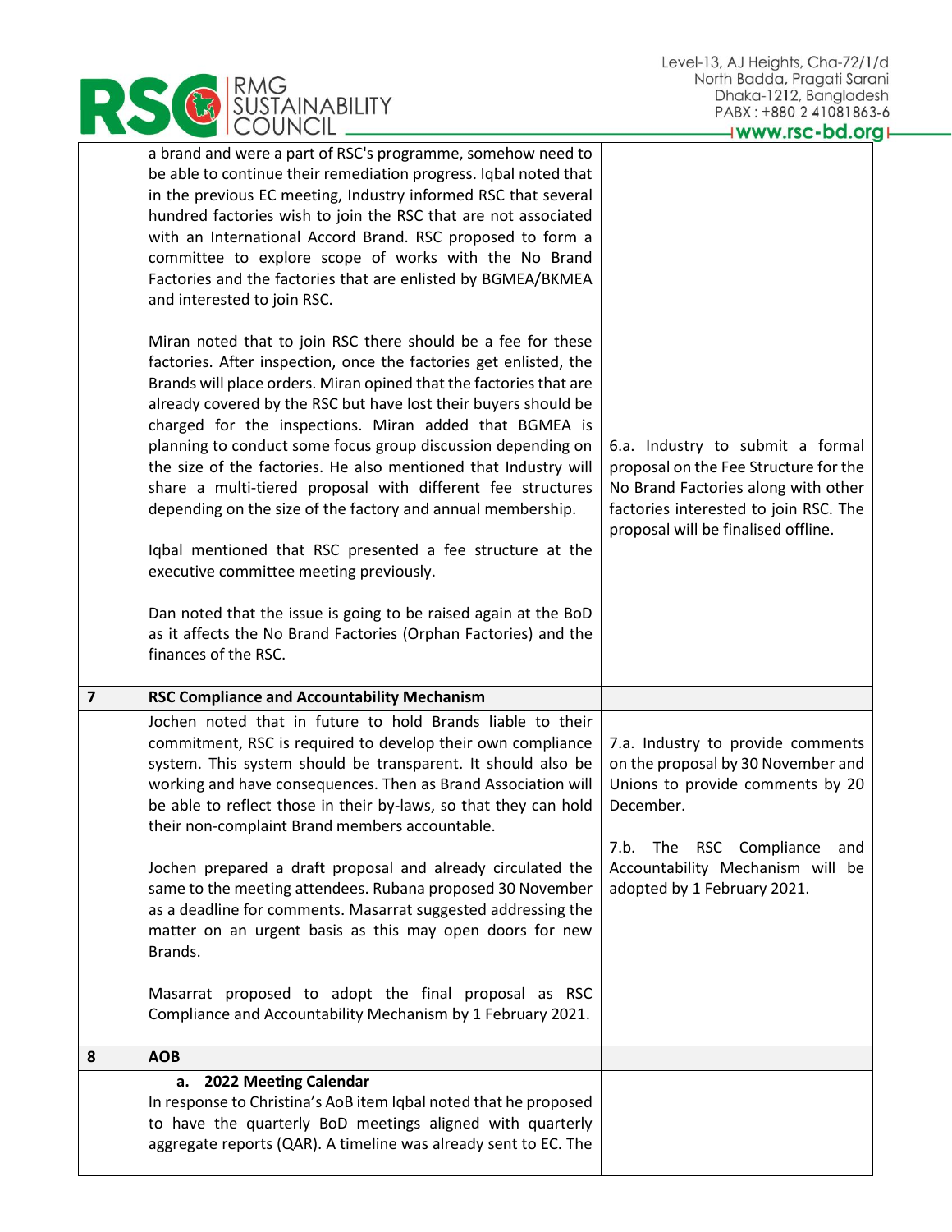| | | |
|---|---|---|
| | a brand and were a part of RSC's programme, somehow need to be able to continue their remediation progress. Iqbal noted that in the previous EC meeting, Industry informed RSC that several hundred factories wish to join the RSC that are not associated with an International Accord Brand. RSC proposed to form a committee to explore scope of works with the No Brand Factories and the factories that are enlisted by BGMEA/BKMEA and interested to join RSC.<br><br>Miran noted that to join RSC there should be a fee for these factories. After inspection, once the factories get enlisted, the Brands will place orders. Miran opined that the factories that are already covered by the RSC but have lost their buyers should be charged for the inspections. Miran added that BGMEA is planning to conduct some focus group discussion depending on the size of the factories. He also mentioned that Industry will share a multi-tiered proposal with different fee structures depending on the size of the factory and annual membership.<br><br>Iqbal mentioned that RSC presented a fee structure at the executive committee meeting previously.<br><br>Dan noted that the issue is going to be raised again at the BoD as it affects the No Brand Factories (Orphan Factories) and the finances of the RSC. | 6.a. Industry to submit a formal proposal on the Fee Structure for the No Brand Factories along with other factories interested to join RSC. The proposal will be finalised offline. |
| **7** | **RSC Compliance and Accountability Mechanism** | |
| | Jochen noted that in future to hold Brands liable to their commitment, RSC is required to develop their own compliance system. This system should be transparent. It should also be working and have consequences. Then as Brand Association will be able to reflect those in their by-laws, so that they can hold their non-complaint Brand members accountable.<br><br>Jochen prepared a draft proposal and already circulated the same to the meeting attendees. Rubana proposed 30 November as a deadline for comments. Masarrat suggested addressing the matter on an urgent basis as this may open doors for new Brands.<br><br>Masarrat proposed to adopt the final proposal as RSC Compliance and Accountability Mechanism by 1 February 2021. | 7.a. Industry to provide comments on the proposal by 30 November and Unions to provide comments by 20 December.<br><br>7.b. The RSC Compliance and Accountability Mechanism will be adopted by 1 February 2021. |
| **8** | **AOB** | |
| | **a. 2022 Meeting Calendar**<br>In response to Christina's AoB item Iqbal noted that he proposed to have the quarterly BoD meetings aligned with quarterly aggregate reports (QAR). A timeline was already sent to EC. The | |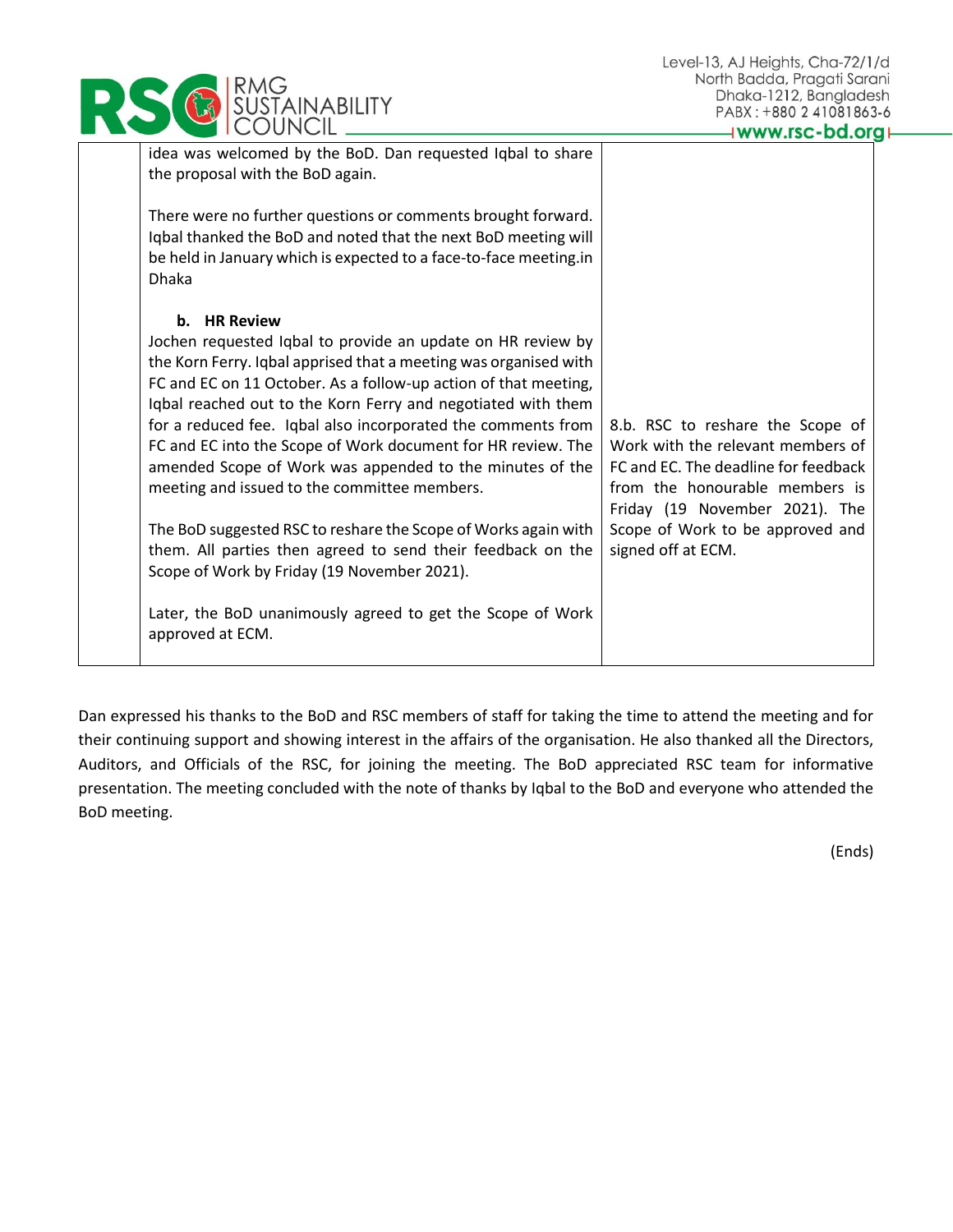| | | |
|---|---|---|
| | idea was welcomed by the BoD. Dan requested Iqbal to share the proposal with the BoD again.<br><br>There were no further questions or comments brought forward. Iqbal thanked the BoD and noted that the next BoD meeting will be held in January which is expected to a face-to-face meeting.in Dhaka<br><br>**b. HR Review**<br>Jochen requested Iqbal to provide an update on HR review by the Korn Ferry. Iqbal apprised that a meeting was organised with FC and EC on 11 October. As a follow-up action of that meeting, Iqbal reached out to the Korn Ferry and negotiated with them for a reduced fee. Iqbal also incorporated the comments from FC and EC into the Scope of Work document for HR review. The amended Scope of Work was appended to the minutes of the meeting and issued to the committee members.<br><br>The BoD suggested RSC to reshare the Scope of Works again with them. All parties then agreed to send their feedback on the Scope of Work by Friday (19 November 2021).<br><br>Later, the BoD unanimously agreed to get the Scope of Work approved at ECM. | 8.b. RSC to reshare the Scope of Work with the relevant members of FC and EC. The deadline for feedback from the honourable members is Friday (19 November 2021). The Scope of Work to be approved and signed off at ECM. |

Dan expressed his thanks to the BoD and RSC members of staff for taking the time to attend the meeting and for their continuing support and showing interest in the affairs of the organisation. He also thanked all the Directors, Auditors, and Officials of the RSC, for joining the meeting. The BoD appreciated RSC team for informative presentation. The meeting concluded with the note of thanks by Iqbal to the BoD and everyone who attended the BoD meeting.

(Ends)